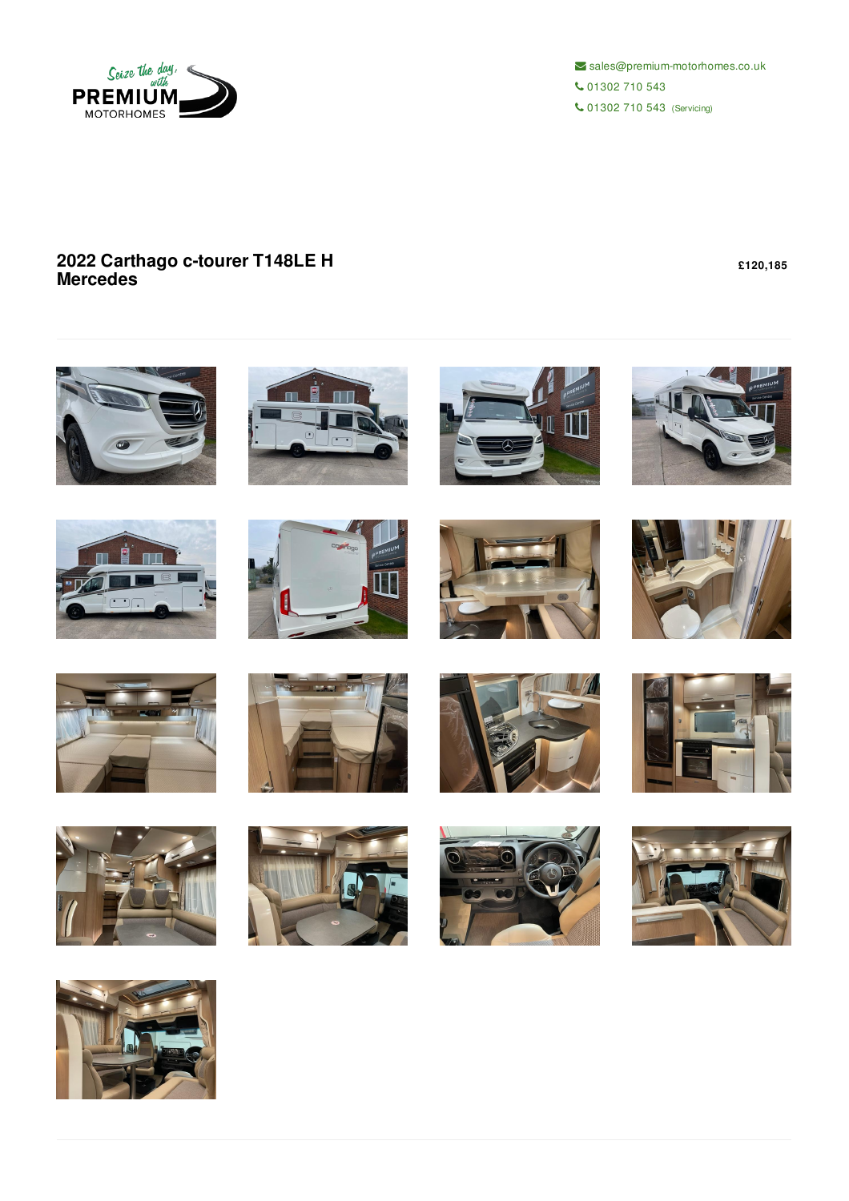sales@premium-motorhomes.co.uk

01302 710 543

01302 710 543 (Servicing)

# 2022 Carthago c-tourer T148LE H Mercedes

**£120,185**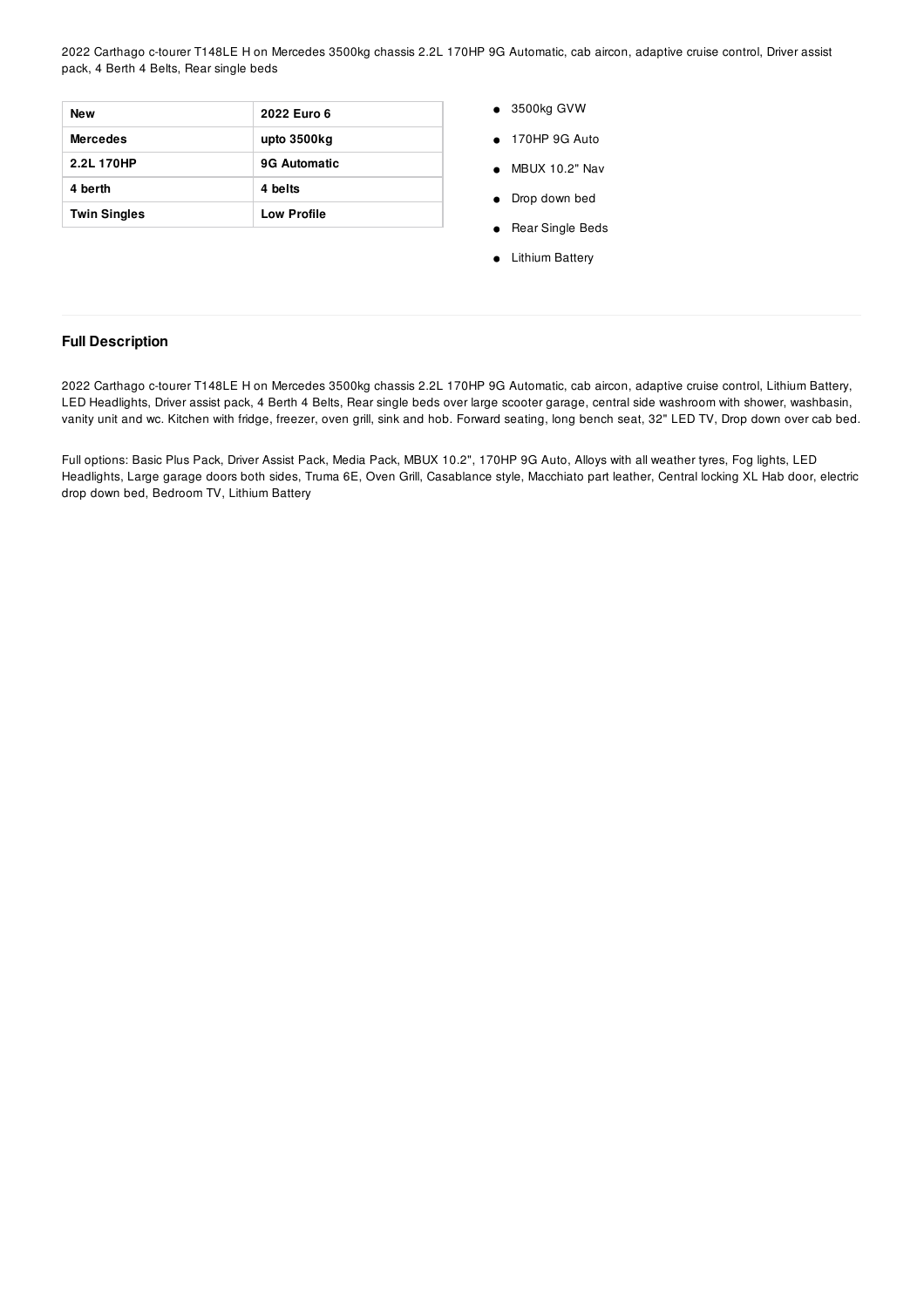2022 Carthago c-tourer T148LE H on Mercedes 3500kg chassis 2.2L 170HP 9G Automatic, cab aircon, adaptive cruise control, Driver assist pack, 4 Berth 4 Belts, Rear single beds

| | |
|---|---|
| **New** | **2022 Euro 6** |
| **Mercedes** | **upto 3500kg** |
| **2.2L 170HP** | **9G Automatic** |
| **4 berth** | **4 belts** |
| **Twin Singles** | **Low Profile** |

- 3500kg GVW
- 170HP 9G Auto
- MBUX 10.2" Nav
- Drop down bed
- Rear Single Beds
- Lithium Battery

### Full Description

2022 Carthago c-tourer T148LE H on Mercedes 3500kg chassis 2.2L 170HP 9G Automatic, cab aircon, adaptive cruise control, Lithium Battery, LED Headlights, Driver assist pack, 4 Berth 4 Belts, Rear single beds over large scooter garage, central side washroom with shower, washbasin, vanity unit and wc. Kitchen with fridge, freezer, oven grill, sink and hob. Forward seating, long bench seat, 32" LED TV, Drop down over cab bed.

Full options: Basic Plus Pack, Driver Assist Pack, Media Pack, MBUX 10.2", 170HP 9G Auto, Alloys with all weather tyres, Fog lights, LED Headlights, Large garage doors both sides, Truma 6E, Oven Grill, Casablance style, Macchiato part leather, Central locking XL Hab door, electric drop down bed, Bedroom TV, Lithium Battery